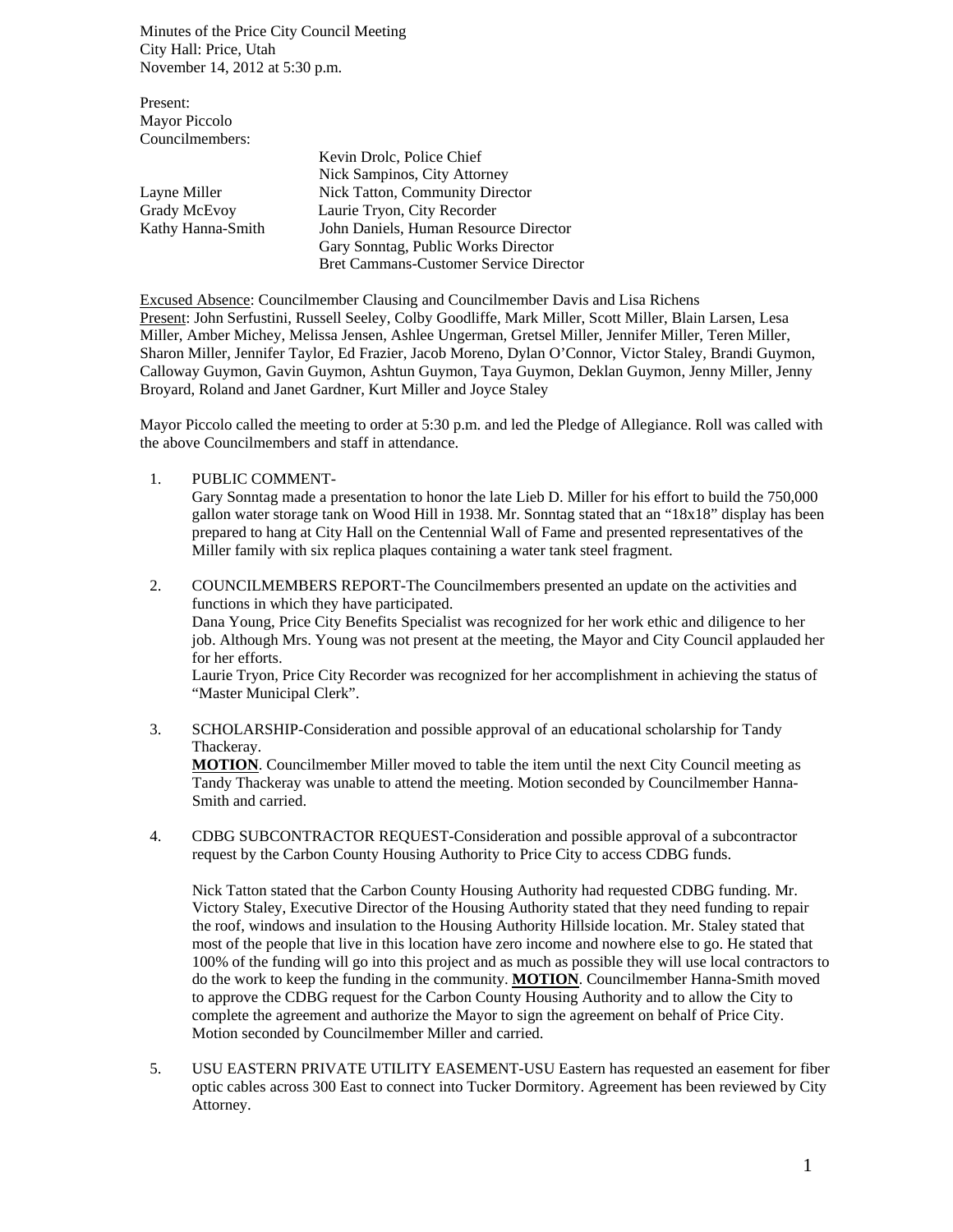Minutes of the Price City Council Meeting
City Hall: Price, Utah
November 14, 2012 at 5:30 p.m.

Present:
Mayor Piccolo
Councilmembers:

| | |
|---|---|
| | Kevin Drolc, Police Chief |
| | Nick Sampinos, City Attorney |
| Layne Miller | Nick Tatton, Community Director |
| Grady McEvoy | Laurie Tryon, City Recorder |
| Kathy Hanna-Smith | John Daniels, Human Resource Director |
| | Gary Sonntag, Public Works Director |
| | Bret Cammans-Customer Service Director |

Excused Absence: Councilmember Clausing and Councilmember Davis and Lisa Richens
Present: John Serfustini, Russell Seeley, Colby Goodliffe, Mark Miller, Scott Miller, Blain Larsen, Lesa Miller, Amber Michey, Melissa Jensen, Ashlee Ungerman, Gretsel Miller, Jennifer Miller, Teren Miller, Sharon Miller, Jennifer Taylor, Ed Frazier, Jacob Moreno, Dylan O'Connor, Victor Staley, Brandi Guymon, Calloway Guymon, Gavin Guymon, Ashtun Guymon, Taya Guymon, Deklan Guymon, Jenny Miller, Jenny Broyard, Roland and Janet Gardner, Kurt Miller and Joyce Staley

Mayor Piccolo called the meeting to order at 5:30 p.m. and led the Pledge of Allegiance. Roll was called with the above Councilmembers and staff in attendance.

1. PUBLIC COMMENT-
   Gary Sonntag made a presentation to honor the late Lieb D. Miller for his effort to build the 750,000 gallon water storage tank on Wood Hill in 1938. Mr. Sonntag stated that an "18x18" display has been prepared to hang at City Hall on the Centennial Wall of Fame and presented representatives of the Miller family with six replica plaques containing a water tank steel fragment.

2. COUNCILMEMBERS REPORT-The Councilmembers presented an update on the activities and functions in which they have participated.
   Dana Young, Price City Benefits Specialist was recognized for her work ethic and diligence to her job. Although Mrs. Young was not present at the meeting, the Mayor and City Council applauded her for her efforts.
   Laurie Tryon, Price City Recorder was recognized for her accomplishment in achieving the status of "Master Municipal Clerk".

3. SCHOLARSHIP-Consideration and possible approval of an educational scholarship for Tandy Thackeray.
   **MOTION**. Councilmember Miller moved to table the item until the next City Council meeting as Tandy Thackeray was unable to attend the meeting. Motion seconded by Councilmember Hanna-Smith and carried.

4. CDBG SUBCONTRACTOR REQUEST-Consideration and possible approval of a subcontractor request by the Carbon County Housing Authority to Price City to access CDBG funds.

   Nick Tatton stated that the Carbon County Housing Authority had requested CDBG funding. Mr. Victory Staley, Executive Director of the Housing Authority stated that they need funding to repair the roof, windows and insulation to the Housing Authority Hillside location. Mr. Staley stated that most of the people that live in this location have zero income and nowhere else to go. He stated that 100% of the funding will go into this project and as much as possible they will use local contractors to do the work to keep the funding in the community. **MOTION**. Councilmember Hanna-Smith moved to approve the CDBG request for the Carbon County Housing Authority and to allow the City to complete the agreement and authorize the Mayor to sign the agreement on behalf of Price City. Motion seconded by Councilmember Miller and carried.

5. USU EASTERN PRIVATE UTILITY EASEMENT-USU Eastern has requested an easement for fiber optic cables across 300 East to connect into Tucker Dormitory. Agreement has been reviewed by City Attorney.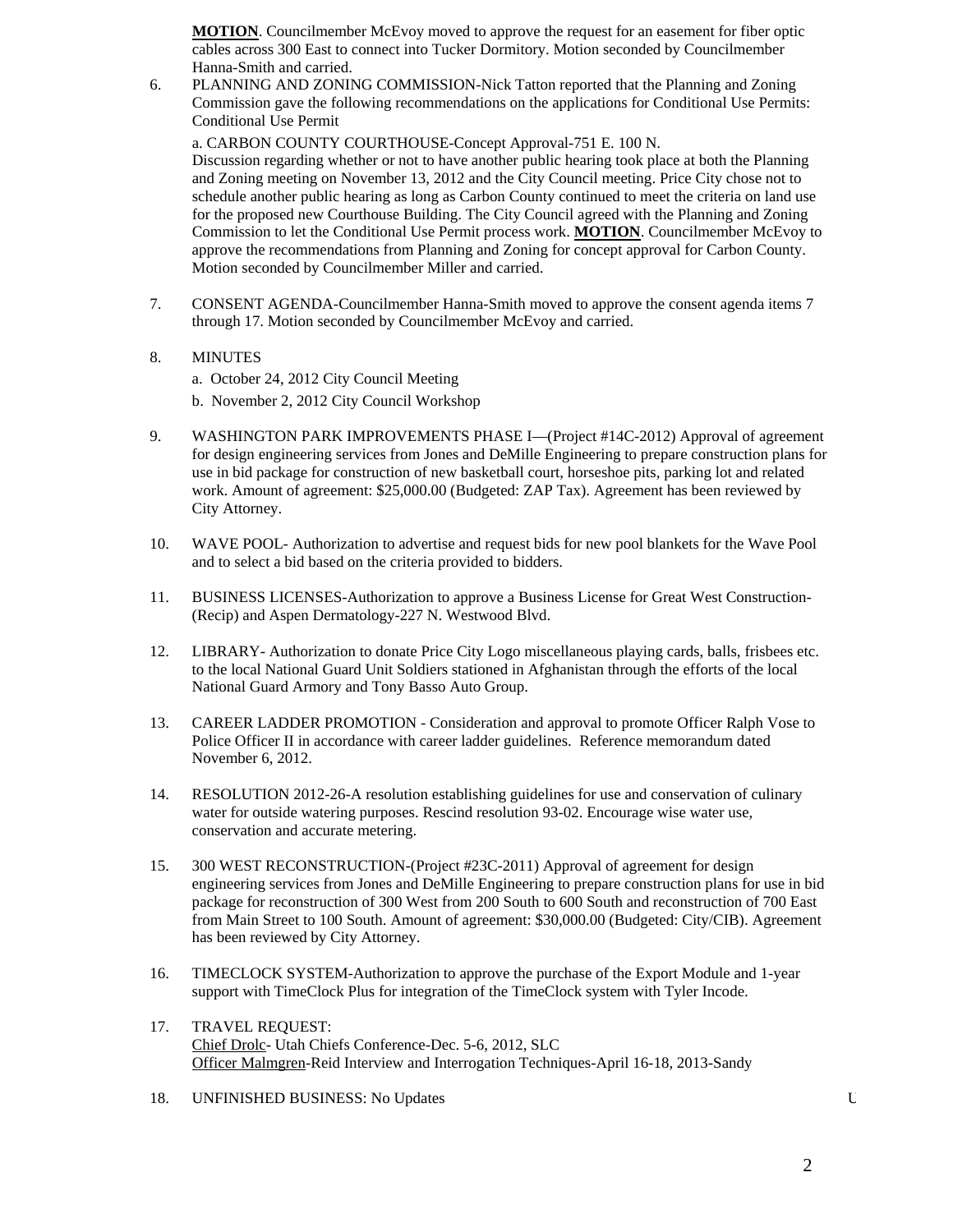**MOTION**. Councilmember McEvoy moved to approve the request for an easement for fiber optic cables across 300 East to connect into Tucker Dormitory. Motion seconded by Councilmember Hanna-Smith and carried.

6. PLANNING AND ZONING COMMISSION-Nick Tatton reported that the Planning and Zoning Commission gave the following recommendations on the applications for Conditional Use Permits: Conditional Use Permit

   a. CARBON COUNTY COURTHOUSE-Concept Approval-751 E. 100 N.
   Discussion regarding whether or not to have another public hearing took place at both the Planning and Zoning meeting on November 13, 2012 and the City Council meeting. Price City chose not to schedule another public hearing as long as Carbon County continued to meet the criteria on land use for the proposed new Courthouse Building. The City Council agreed with the Planning and Zoning Commission to let the Conditional Use Permit process work. **MOTION**. Councilmember McEvoy to approve the recommendations from Planning and Zoning for concept approval for Carbon County. Motion seconded by Councilmember Miller and carried.

7. CONSENT AGENDA-Councilmember Hanna-Smith moved to approve the consent agenda items 7 through 17. Motion seconded by Councilmember McEvoy and carried.

8. MINUTES
   a. October 24, 2012 City Council Meeting
   b. November 2, 2012 City Council Workshop

9. WASHINGTON PARK IMPROVEMENTS PHASE I—(Project #14C-2012) Approval of agreement for design engineering services from Jones and DeMille Engineering to prepare construction plans for use in bid package for construction of new basketball court, horseshoe pits, parking lot and related work. Amount of agreement: $25,000.00 (Budgeted: ZAP Tax). Agreement has been reviewed by City Attorney.

10. WAVE POOL- Authorization to advertise and request bids for new pool blankets for the Wave Pool and to select a bid based on the criteria provided to bidders.

11. BUSINESS LICENSES-Authorization to approve a Business License for Great West Construction-(Recip) and Aspen Dermatology-227 N. Westwood Blvd.

12. LIBRARY- Authorization to donate Price City Logo miscellaneous playing cards, balls, frisbees etc. to the local National Guard Unit Soldiers stationed in Afghanistan through the efforts of the local National Guard Armory and Tony Basso Auto Group.

13. CAREER LADDER PROMOTION - Consideration and approval to promote Officer Ralph Vose to Police Officer II in accordance with career ladder guidelines. Reference memorandum dated November 6, 2012.

14. RESOLUTION 2012-26-A resolution establishing guidelines for use and conservation of culinary water for outside watering purposes. Rescind resolution 93-02. Encourage wise water use, conservation and accurate metering.

15. 300 WEST RECONSTRUCTION-(Project #23C-2011) Approval of agreement for design engineering services from Jones and DeMille Engineering to prepare construction plans for use in bid package for reconstruction of 300 West from 200 South to 600 South and reconstruction of 700 East from Main Street to 100 South. Amount of agreement: $30,000.00 (Budgeted: City/CIB). Agreement has been reviewed by City Attorney.

16. TIMECLOCK SYSTEM-Authorization to approve the purchase of the Export Module and 1-year support with TimeClock Plus for integration of the TimeClock system with Tyler Incode.

17. TRAVEL REQUEST:
   Chief Drolc- Utah Chiefs Conference-Dec. 5-6, 2012, SLC
   Officer Malmgren-Reid Interview and Interrogation Techniques-April 16-18, 2013-Sandy

18. UNFINISHED BUSINESS: No Updates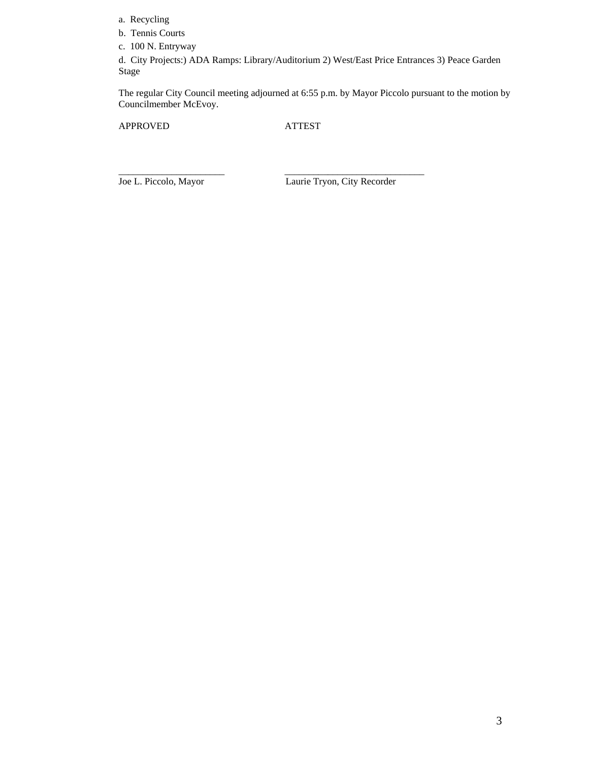a. Recycling

b. Tennis Courts

c. 100 N. Entryway

d. City Projects:) ADA Ramps: Library/Auditorium 2) West/East Price Entrances 3) Peace Garden Stage

The regular City Council meeting adjourned at 6:55 p.m. by Mayor Piccolo pursuant to the motion by Councilmember McEvoy.

APPROVED ATTEST

______________________ ______________________________

Joe L. Piccolo, Mayor Laurie Tryon, City Recorder